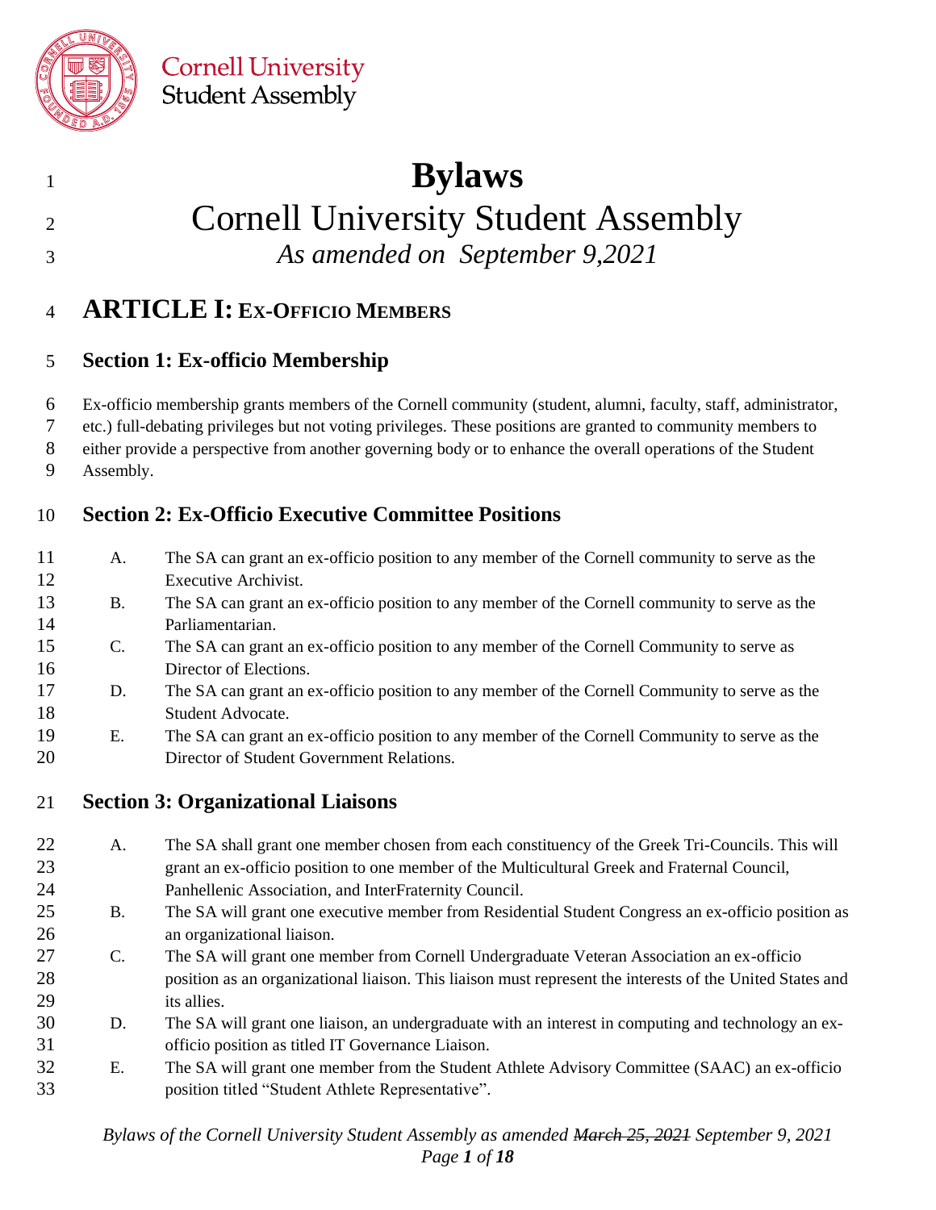Cornell University
Student Assembly

# Bylaws

## Cornell University Student Assembly

*As amended on September 9,2021*

# ARTICLE I: EX-OFFICIO MEMBERS

## Section 1: Ex-officio Membership

Ex-officio membership grants members of the Cornell community (student, alumni, faculty, staff, administrator, etc.) full-debating privileges but not voting privileges. These positions are granted to community members to either provide a perspective from another governing body or to enhance the overall operations of the Student Assembly.

## Section 2: Ex-Officio Executive Committee Positions

A. The SA can grant an ex-officio position to any member of the Cornell community to serve as the Executive Archivist.

B. The SA can grant an ex-officio position to any member of the Cornell community to serve as the Parliamentarian.

C. The SA can grant an ex-officio position to any member of the Cornell Community to serve as Director of Elections.

D. The SA can grant an ex-officio position to any member of the Cornell Community to serve as the Student Advocate.

E. The SA can grant an ex-officio position to any member of the Cornell Community to serve as the Director of Student Government Relations.

## Section 3: Organizational Liaisons

A. The SA shall grant one member chosen from each constituency of the Greek Tri-Councils. This will grant an ex-officio position to one member of the Multicultural Greek and Fraternal Council, Panhellenic Association, and InterFraternity Council.

B. The SA will grant one executive member from Residential Student Congress an ex-officio position as an organizational liaison.

C. The SA will grant one member from Cornell Undergraduate Veteran Association an ex-officio position as an organizational liaison. This liaison must represent the interests of the United States and its allies.

D. The SA will grant one liaison, an undergraduate with an interest in computing and technology an ex-officio position as titled IT Governance Liaison.

E. The SA will grant one member from the Student Athlete Advisory Committee (SAAC) an ex-officio position titled "Student Athlete Representative".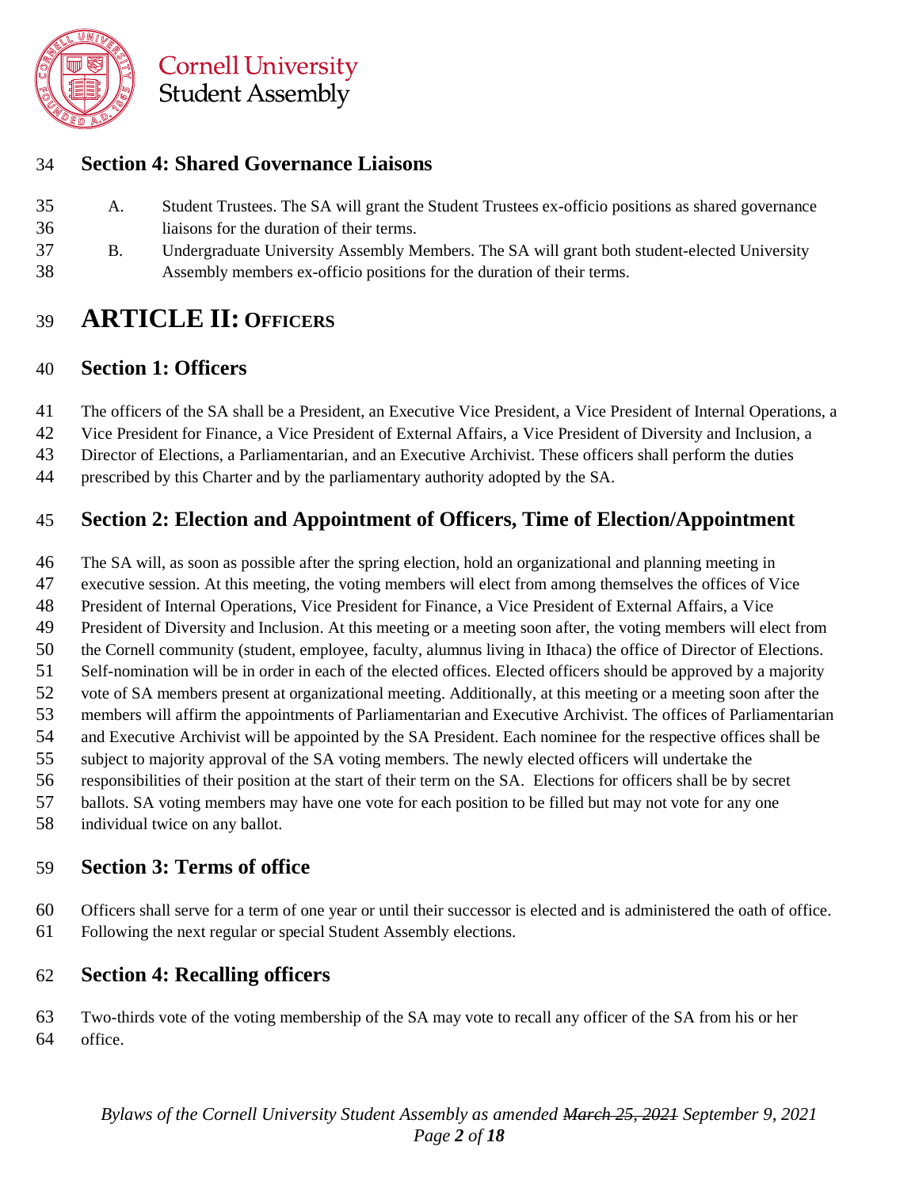## Section 4: Shared Governance Liaisons

A. Student Trustees. The SA will grant the Student Trustees ex-officio positions as shared governance liaisons for the duration of their terms.

B. Undergraduate University Assembly Members. The SA will grant both student-elected University Assembly members ex-officio positions for the duration of their terms.

# ARTICLE II: OFFICERS

## Section 1: Officers

The officers of the SA shall be a President, an Executive Vice President, a Vice President of Internal Operations, a Vice President for Finance, a Vice President of External Affairs, a Vice President of Diversity and Inclusion, a Director of Elections, a Parliamentarian, and an Executive Archivist. These officers shall perform the duties prescribed by this Charter and by the parliamentary authority adopted by the SA.

## Section 2: Election and Appointment of Officers, Time of Election/Appointment

The SA will, as soon as possible after the spring election, hold an organizational and planning meeting in executive session. At this meeting, the voting members will elect from among themselves the offices of Vice President of Internal Operations, Vice President for Finance, a Vice President of External Affairs, a Vice President of Diversity and Inclusion. At this meeting or a meeting soon after, the voting members will elect from the Cornell community (student, employee, faculty, alumnus living in Ithaca) the office of Director of Elections. Self-nomination will be in order in each of the elected offices. Elected officers should be approved by a majority vote of SA members present at organizational meeting. Additionally, at this meeting or a meeting soon after the members will affirm the appointments of Parliamentarian and Executive Archivist. The offices of Parliamentarian and Executive Archivist will be appointed by the SA President. Each nominee for the respective offices shall be subject to majority approval of the SA voting members. The newly elected officers will undertake the responsibilities of their position at the start of their term on the SA. Elections for officers shall be by secret ballots. SA voting members may have one vote for each position to be filled but may not vote for any one individual twice on any ballot.

## Section 3: Terms of office

Officers shall serve for a term of one year or until their successor is elected and is administered the oath of office. Following the next regular or special Student Assembly elections.

## Section 4: Recalling officers

Two-thirds vote of the voting membership of the SA may vote to recall any officer of the SA from his or her office.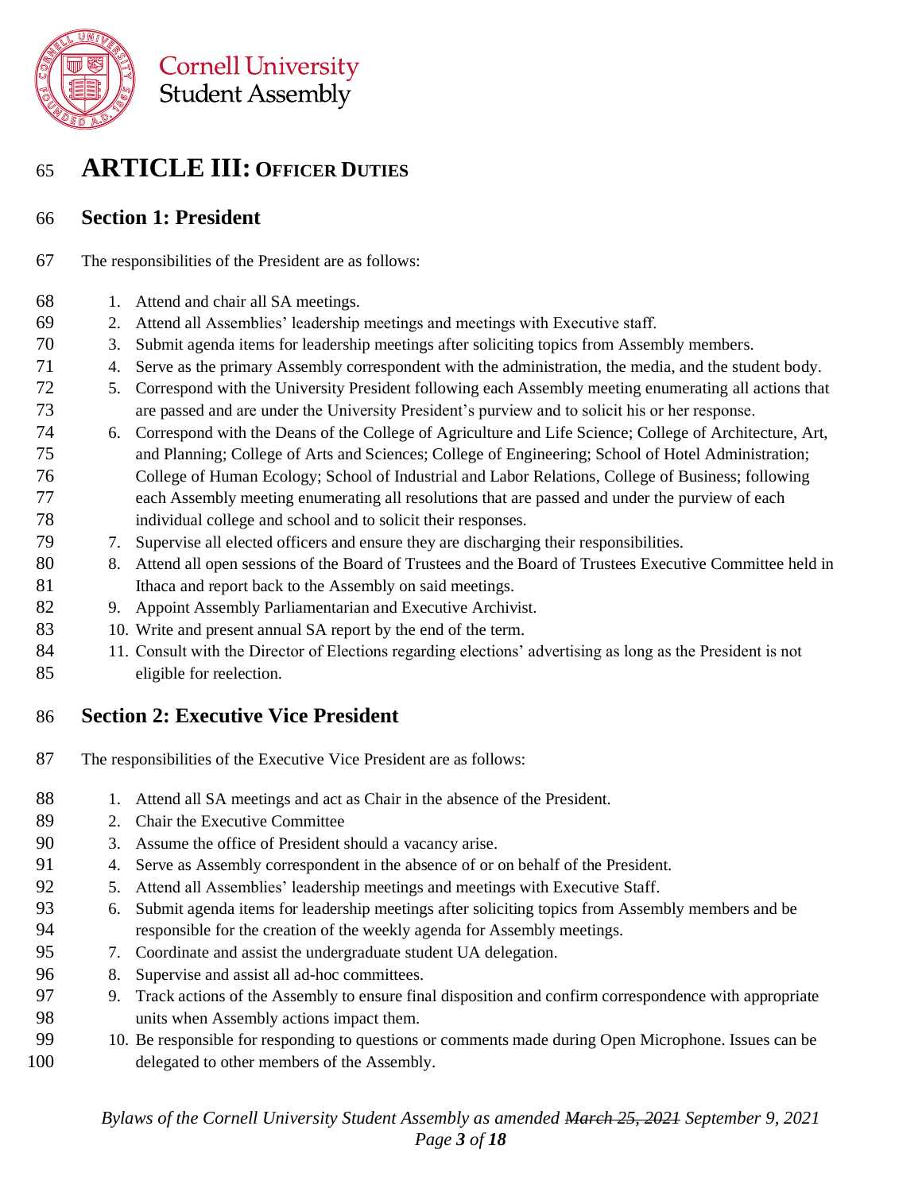# ARTICLE III: OFFICER DUTIES

## Section 1: President

The responsibilities of the President are as follows:

1. Attend and chair all SA meetings.
2. Attend all Assemblies' leadership meetings and meetings with Executive staff.
3. Submit agenda items for leadership meetings after soliciting topics from Assembly members.
4. Serve as the primary Assembly correspondent with the administration, the media, and the student body.
5. Correspond with the University President following each Assembly meeting enumerating all actions that are passed and are under the University President's purview and to solicit his or her response.
6. Correspond with the Deans of the College of Agriculture and Life Science; College of Architecture, Art, and Planning; College of Arts and Sciences; College of Engineering; School of Hotel Administration; College of Human Ecology; School of Industrial and Labor Relations, College of Business; following each Assembly meeting enumerating all resolutions that are passed and under the purview of each individual college and school and to solicit their responses.
7. Supervise all elected officers and ensure they are discharging their responsibilities.
8. Attend all open sessions of the Board of Trustees and the Board of Trustees Executive Committee held in Ithaca and report back to the Assembly on said meetings.
9. Appoint Assembly Parliamentarian and Executive Archivist.
10. Write and present annual SA report by the end of the term.
11. Consult with the Director of Elections regarding elections' advertising as long as the President is not eligible for reelection.

## Section 2: Executive Vice President

The responsibilities of the Executive Vice President are as follows:

1. Attend all SA meetings and act as Chair in the absence of the President.
2. Chair the Executive Committee
3. Assume the office of President should a vacancy arise.
4. Serve as Assembly correspondent in the absence of or on behalf of the President.
5. Attend all Assemblies' leadership meetings and meetings with Executive Staff.
6. Submit agenda items for leadership meetings after soliciting topics from Assembly members and be responsible for the creation of the weekly agenda for Assembly meetings.
7. Coordinate and assist the undergraduate student UA delegation.
8. Supervise and assist all ad-hoc committees.
9. Track actions of the Assembly to ensure final disposition and confirm correspondence with appropriate units when Assembly actions impact them.
10. Be responsible for responding to questions or comments made during Open Microphone. Issues can be delegated to other members of the Assembly.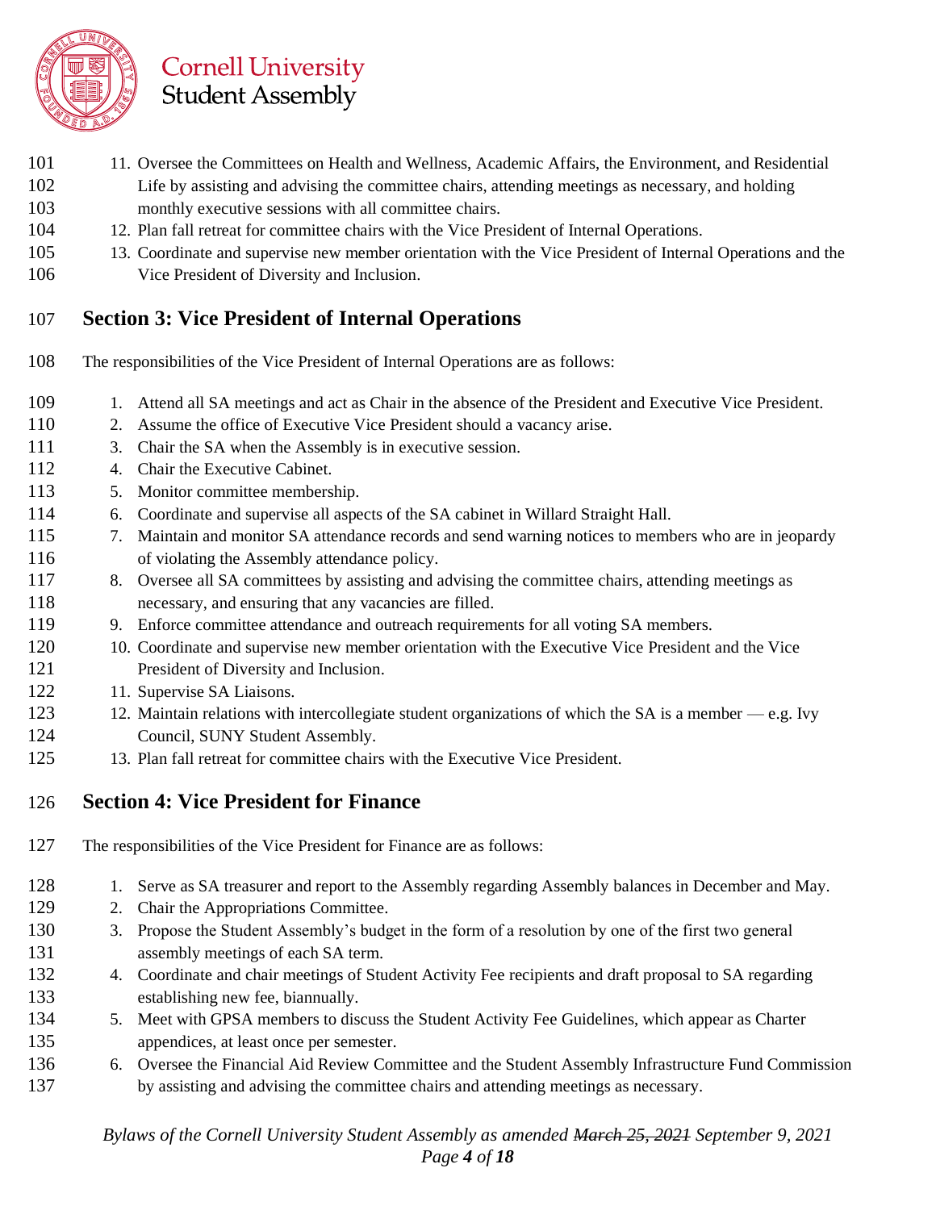11. Oversee the Committees on Health and Wellness, Academic Affairs, the Environment, and Residential Life by assisting and advising the committee chairs, attending meetings as necessary, and holding monthly executive sessions with all committee chairs.
12. Plan fall retreat for committee chairs with the Vice President of Internal Operations.
13. Coordinate and supervise new member orientation with the Vice President of Internal Operations and the Vice President of Diversity and Inclusion.

## Section 3: Vice President of Internal Operations

The responsibilities of the Vice President of Internal Operations are as follows:

1. Attend all SA meetings and act as Chair in the absence of the President and Executive Vice President.
2. Assume the office of Executive Vice President should a vacancy arise.
3. Chair the SA when the Assembly is in executive session.
4. Chair the Executive Cabinet.
5. Monitor committee membership.
6. Coordinate and supervise all aspects of the SA cabinet in Willard Straight Hall.
7. Maintain and monitor SA attendance records and send warning notices to members who are in jeopardy of violating the Assembly attendance policy.
8. Oversee all SA committees by assisting and advising the committee chairs, attending meetings as necessary, and ensuring that any vacancies are filled.
9. Enforce committee attendance and outreach requirements for all voting SA members.
10. Coordinate and supervise new member orientation with the Executive Vice President and the Vice President of Diversity and Inclusion.
11. Supervise SA Liaisons.
12. Maintain relations with intercollegiate student organizations of which the SA is a member — e.g. Ivy Council, SUNY Student Assembly.
13. Plan fall retreat for committee chairs with the Executive Vice President.

## Section 4: Vice President for Finance

The responsibilities of the Vice President for Finance are as follows:

1. Serve as SA treasurer and report to the Assembly regarding Assembly balances in December and May.
2. Chair the Appropriations Committee.
3. Propose the Student Assembly's budget in the form of a resolution by one of the first two general assembly meetings of each SA term.
4. Coordinate and chair meetings of Student Activity Fee recipients and draft proposal to SA regarding establishing new fee, biannually.
5. Meet with GPSA members to discuss the Student Activity Fee Guidelines, which appear as Charter appendices, at least once per semester.
6. Oversee the Financial Aid Review Committee and the Student Assembly Infrastructure Fund Commission by assisting and advising the committee chairs and attending meetings as necessary.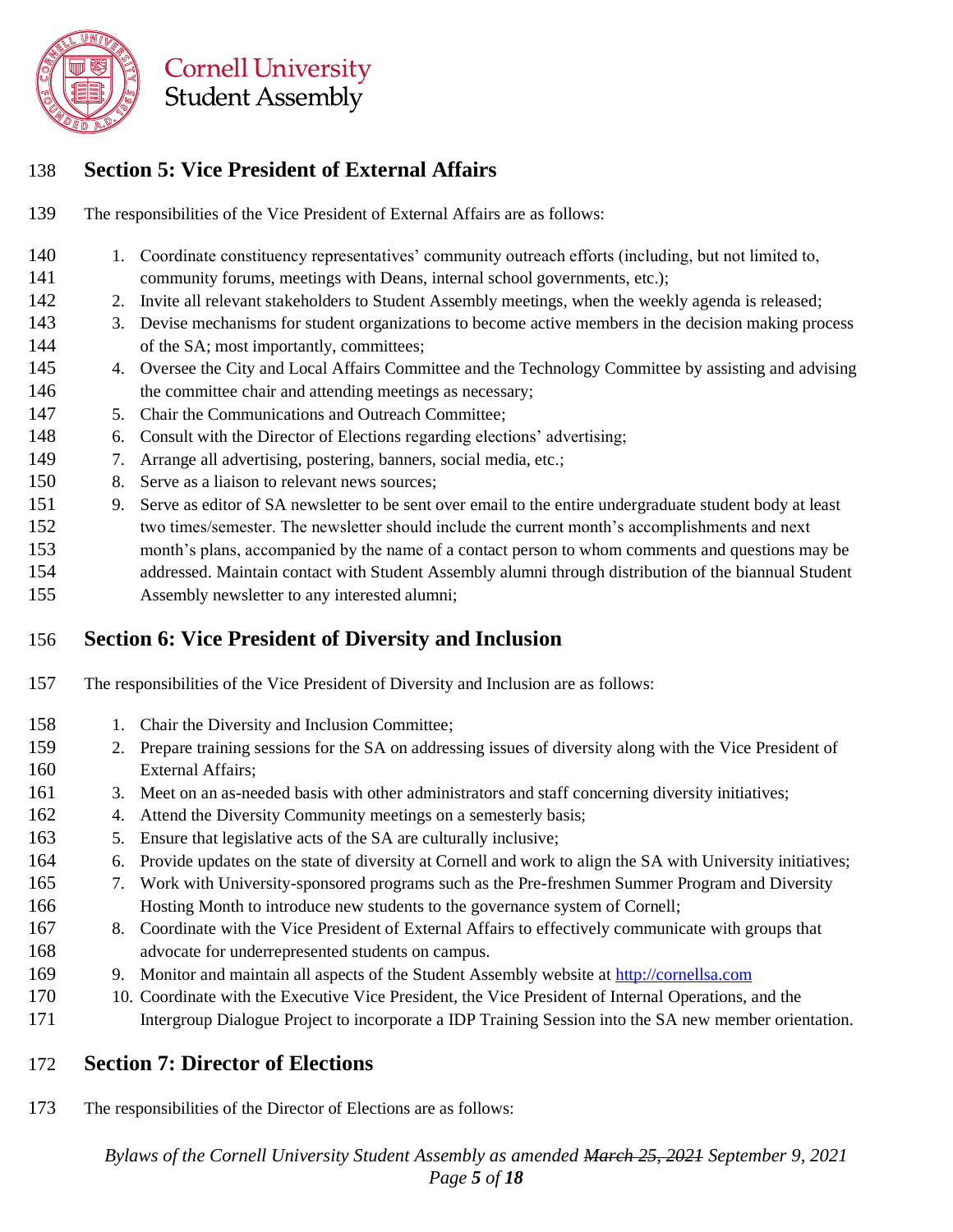## Section 5: Vice President of External Affairs

The responsibilities of the Vice President of External Affairs are as follows:

1. Coordinate constituency representatives' community outreach efforts (including, but not limited to, community forums, meetings with Deans, internal school governments, etc.);
2. Invite all relevant stakeholders to Student Assembly meetings, when the weekly agenda is released;
3. Devise mechanisms for student organizations to become active members in the decision making process of the SA; most importantly, committees;
4. Oversee the City and Local Affairs Committee and the Technology Committee by assisting and advising the committee chair and attending meetings as necessary;
5. Chair the Communications and Outreach Committee;
6. Consult with the Director of Elections regarding elections' advertising;
7. Arrange all advertising, postering, banners, social media, etc.;
8. Serve as a liaison to relevant news sources;
9. Serve as editor of SA newsletter to be sent over email to the entire undergraduate student body at least two times/semester. The newsletter should include the current month's accomplishments and next month's plans, accompanied by the name of a contact person to whom comments and questions may be addressed. Maintain contact with Student Assembly alumni through distribution of the biannual Student Assembly newsletter to any interested alumni;

## Section 6: Vice President of Diversity and Inclusion

The responsibilities of the Vice President of Diversity and Inclusion are as follows:

1. Chair the Diversity and Inclusion Committee;
2. Prepare training sessions for the SA on addressing issues of diversity along with the Vice President of External Affairs;
3. Meet on an as-needed basis with other administrators and staff concerning diversity initiatives;
4. Attend the Diversity Community meetings on a semesterly basis;
5. Ensure that legislative acts of the SA are culturally inclusive;
6. Provide updates on the state of diversity at Cornell and work to align the SA with University initiatives;
7. Work with University-sponsored programs such as the Pre-freshmen Summer Program and Diversity Hosting Month to introduce new students to the governance system of Cornell;
8. Coordinate with the Vice President of External Affairs to effectively communicate with groups that advocate for underrepresented students on campus.
9. Monitor and maintain all aspects of the Student Assembly website at [http://cornellsa.com](http://cornellsa.com)
10. Coordinate with the Executive Vice President, the Vice President of Internal Operations, and the Intergroup Dialogue Project to incorporate a IDP Training Session into the SA new member orientation.

## Section 7: Director of Elections

The responsibilities of the Director of Elections are as follows: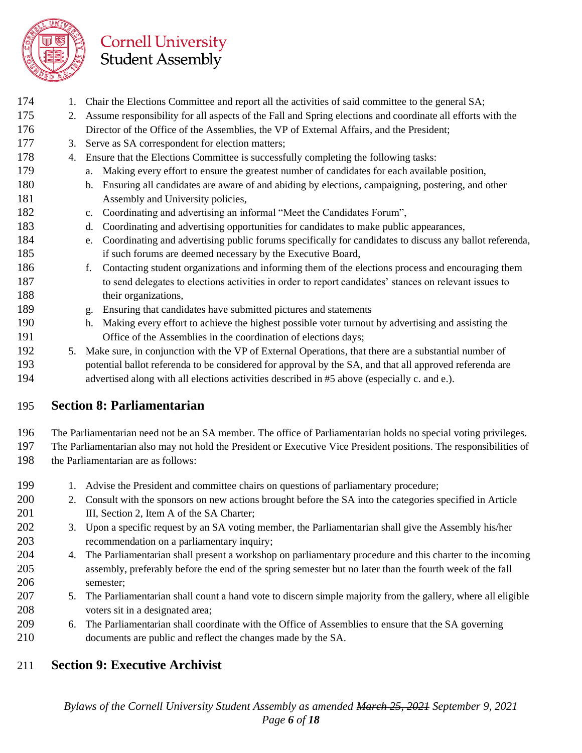1. Chair the Elections Committee and report all the activities of said committee to the general SA;
2. Assume responsibility for all aspects of the Fall and Spring elections and coordinate all efforts with the Director of the Office of the Assemblies, the VP of External Affairs, and the President;
3. Serve as SA correspondent for election matters;
4. Ensure that the Elections Committee is successfully completing the following tasks:
   a. Making every effort to ensure the greatest number of candidates for each available position,
   b. Ensuring all candidates are aware of and abiding by elections, campaigning, postering, and other Assembly and University policies,
   c. Coordinating and advertising an informal "Meet the Candidates Forum",
   d. Coordinating and advertising opportunities for candidates to make public appearances,
   e. Coordinating and advertising public forums specifically for candidates to discuss any ballot referenda, if such forums are deemed necessary by the Executive Board,
   f. Contacting student organizations and informing them of the elections process and encouraging them to send delegates to elections activities in order to report candidates' stances on relevant issues to their organizations,
   g. Ensuring that candidates have submitted pictures and statements
   h. Making every effort to achieve the highest possible voter turnout by advertising and assisting the Office of the Assemblies in the coordination of elections days;
5. Make sure, in conjunction with the VP of External Operations, that there are a substantial number of potential ballot referenda to be considered for approval by the SA, and that all approved referenda are advertised along with all elections activities described in #5 above (especially c. and e.).

## Section 8: Parliamentarian

The Parliamentarian need not be an SA member. The office of Parliamentarian holds no special voting privileges. The Parliamentarian also may not hold the President or Executive Vice President positions. The responsibilities of the Parliamentarian are as follows:

1. Advise the President and committee chairs on questions of parliamentary procedure;
2. Consult with the sponsors on new actions brought before the SA into the categories specified in Article III, Section 2, Item A of the SA Charter;
3. Upon a specific request by an SA voting member, the Parliamentarian shall give the Assembly his/her recommendation on a parliamentary inquiry;
4. The Parliamentarian shall present a workshop on parliamentary procedure and this charter to the incoming assembly, preferably before the end of the spring semester but no later than the fourth week of the fall semester;
5. The Parliamentarian shall count a hand vote to discern simple majority from the gallery, where all eligible voters sit in a designated area;
6. The Parliamentarian shall coordinate with the Office of Assemblies to ensure that the SA governing documents are public and reflect the changes made by the SA.

## Section 9: Executive Archivist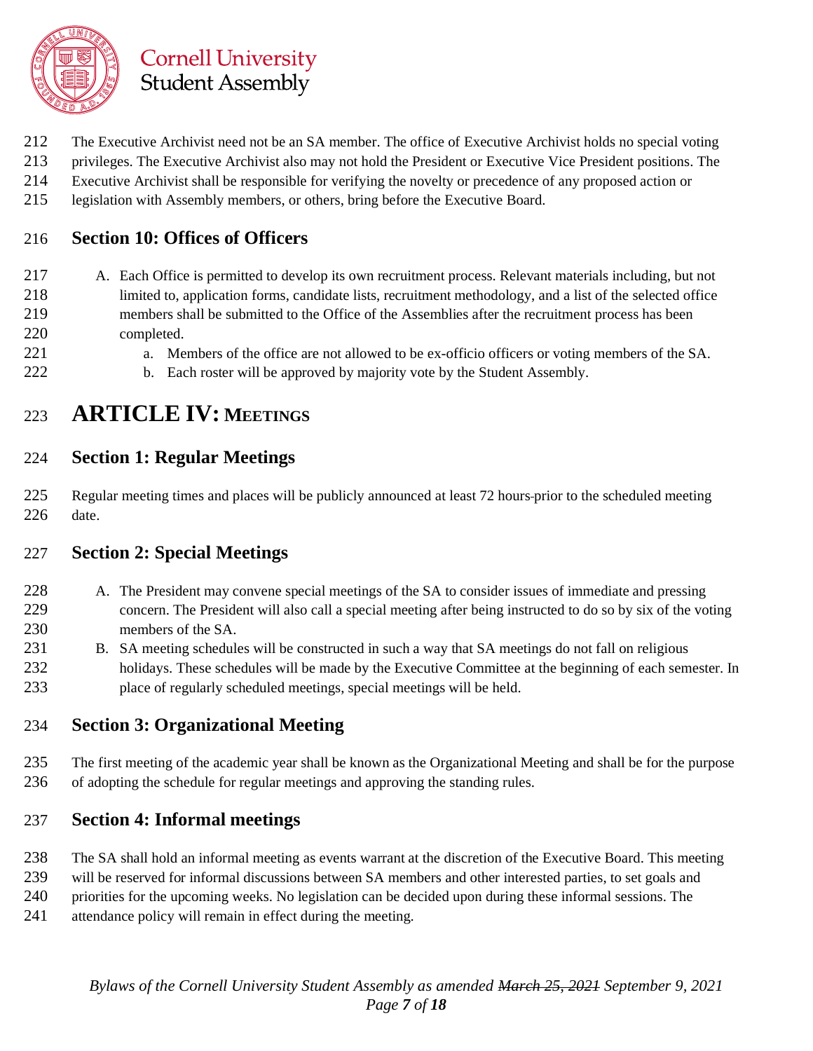The Executive Archivist need not be an SA member. The office of Executive Archivist holds no special voting privileges. The Executive Archivist also may not hold the President or Executive Vice President positions. The Executive Archivist shall be responsible for verifying the novelty or precedence of any proposed action or legislation with Assembly members, or others, bring before the Executive Board.

### Section 10: Offices of Officers

A. Each Office is permitted to develop its own recruitment process. Relevant materials including, but not limited to, application forms, candidate lists, recruitment methodology, and a list of the selected office members shall be submitted to the Office of the Assemblies after the recruitment process has been completed.
   a. Members of the office are not allowed to be ex-officio officers or voting members of the SA.
   b. Each roster will be approved by majority vote by the Student Assembly.

## ARTICLE IV: MEETINGS

### Section 1: Regular Meetings

Regular meeting times and places will be publicly announced at least 72 hours prior to the scheduled meeting date.

### Section 2: Special Meetings

A. The President may convene special meetings of the SA to consider issues of immediate and pressing concern. The President will also call a special meeting after being instructed to do so by six of the voting members of the SA.
B. SA meeting schedules will be constructed in such a way that SA meetings do not fall on religious holidays. These schedules will be made by the Executive Committee at the beginning of each semester. In place of regularly scheduled meetings, special meetings will be held.

### Section 3: Organizational Meeting

The first meeting of the academic year shall be known as the Organizational Meeting and shall be for the purpose of adopting the schedule for regular meetings and approving the standing rules.

### Section 4: Informal meetings

The SA shall hold an informal meeting as events warrant at the discretion of the Executive Board. This meeting will be reserved for informal discussions between SA members and other interested parties, to set goals and priorities for the upcoming weeks. No legislation can be decided upon during these informal sessions. The attendance policy will remain in effect during the meeting.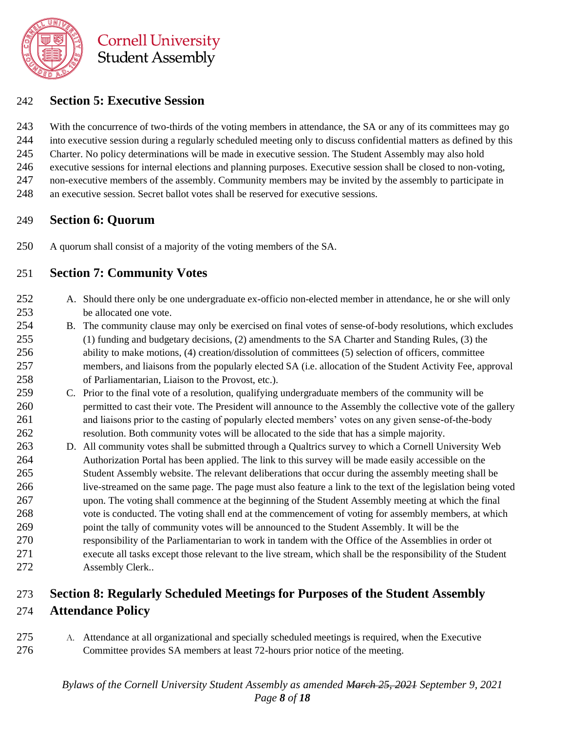## Section 5: Executive Session

With the concurrence of two-thirds of the voting members in attendance, the SA or any of its committees may go into executive session during a regularly scheduled meeting only to discuss confidential matters as defined by this Charter. No policy determinations will be made in executive session. The Student Assembly may also hold executive sessions for internal elections and planning purposes. Executive session shall be closed to non-voting, non-executive members of the assembly. Community members may be invited by the assembly to participate in an executive session. Secret ballot votes shall be reserved for executive sessions.

## Section 6: Quorum

A quorum shall consist of a majority of the voting members of the SA.

## Section 7: Community Votes

A. Should there only be one undergraduate ex-officio non-elected member in attendance, he or she will only be allocated one vote.
B. The community clause may only be exercised on final votes of sense-of-body resolutions, which excludes (1) funding and budgetary decisions, (2) amendments to the SA Charter and Standing Rules, (3) the ability to make motions, (4) creation/dissolution of committees (5) selection of officers, committee members, and liaisons from the popularly elected SA (i.e. allocation of the Student Activity Fee, approval of Parliamentarian, Liaison to the Provost, etc.).
C. Prior to the final vote of a resolution, qualifying undergraduate members of the community will be permitted to cast their vote. The President will announce to the Assembly the collective vote of the gallery and liaisons prior to the casting of popularly elected members' votes on any given sense-of-the-body resolution. Both community votes will be allocated to the side that has a simple majority.
D. All community votes shall be submitted through a Qualtrics survey to which a Cornell University Web Authorization Portal has been applied. The link to this survey will be made easily accessible on the Student Assembly website. The relevant deliberations that occur during the assembly meeting shall be live-streamed on the same page. The page must also feature a link to the text of the legislation being voted upon. The voting shall commence at the beginning of the Student Assembly meeting at which the final vote is conducted. The voting shall end at the commencement of voting for assembly members, at which point the tally of community votes will be announced to the Student Assembly. It will be the responsibility of the Parliamentarian to work in tandem with the Office of the Assemblies in order ot execute all tasks except those relevant to the live stream, which shall be the responsibility of the Student Assembly Clerk..

## Section 8: Regularly Scheduled Meetings for Purposes of the Student Assembly Attendance Policy

A. Attendance at all organizational and specially scheduled meetings is required, when the Executive Committee provides SA members at least 72-hours prior notice of the meeting.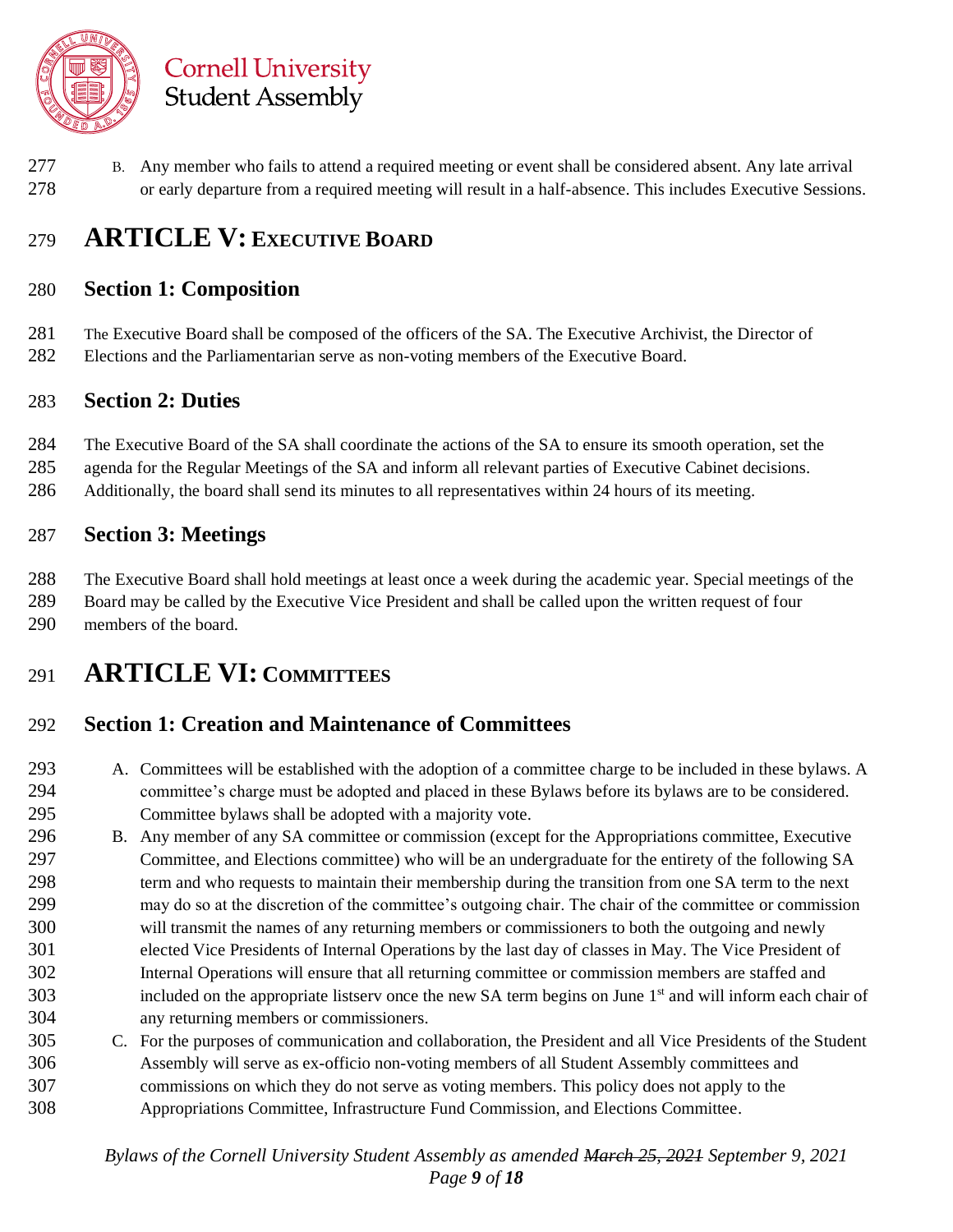B. Any member who fails to attend a required meeting or event shall be considered absent. Any late arrival or early departure from a required meeting will result in a half-absence. This includes Executive Sessions.

# ARTICLE V: EXECUTIVE BOARD

## Section 1: Composition

The Executive Board shall be composed of the officers of the SA. The Executive Archivist, the Director of Elections and the Parliamentarian serve as non-voting members of the Executive Board.

## Section 2: Duties

The Executive Board of the SA shall coordinate the actions of the SA to ensure its smooth operation, set the agenda for the Regular Meetings of the SA and inform all relevant parties of Executive Cabinet decisions. Additionally, the board shall send its minutes to all representatives within 24 hours of its meeting.

## Section 3: Meetings

The Executive Board shall hold meetings at least once a week during the academic year. Special meetings of the Board may be called by the Executive Vice President and shall be called upon the written request of four members of the board.

# ARTICLE VI: COMMITTEES

## Section 1: Creation and Maintenance of Committees

A. Committees will be established with the adoption of a committee charge to be included in these bylaws. A committee's charge must be adopted and placed in these Bylaws before its bylaws are to be considered. Committee bylaws shall be adopted with a majority vote.

B. Any member of any SA committee or commission (except for the Appropriations committee, Executive Committee, and Elections committee) who will be an undergraduate for the entirety of the following SA term and who requests to maintain their membership during the transition from one SA term to the next may do so at the discretion of the committee's outgoing chair. The chair of the committee or commission will transmit the names of any returning members or commissioners to both the outgoing and newly elected Vice Presidents of Internal Operations by the last day of classes in May. The Vice President of Internal Operations will ensure that all returning committee or commission members are staffed and included on the appropriate listserv once the new SA term begins on June 1st and will inform each chair of any returning members or commissioners.

C. For the purposes of communication and collaboration, the President and all Vice Presidents of the Student Assembly will serve as ex-officio non-voting members of all Student Assembly committees and commissions on which they do not serve as voting members. This policy does not apply to the Appropriations Committee, Infrastructure Fund Commission, and Elections Committee.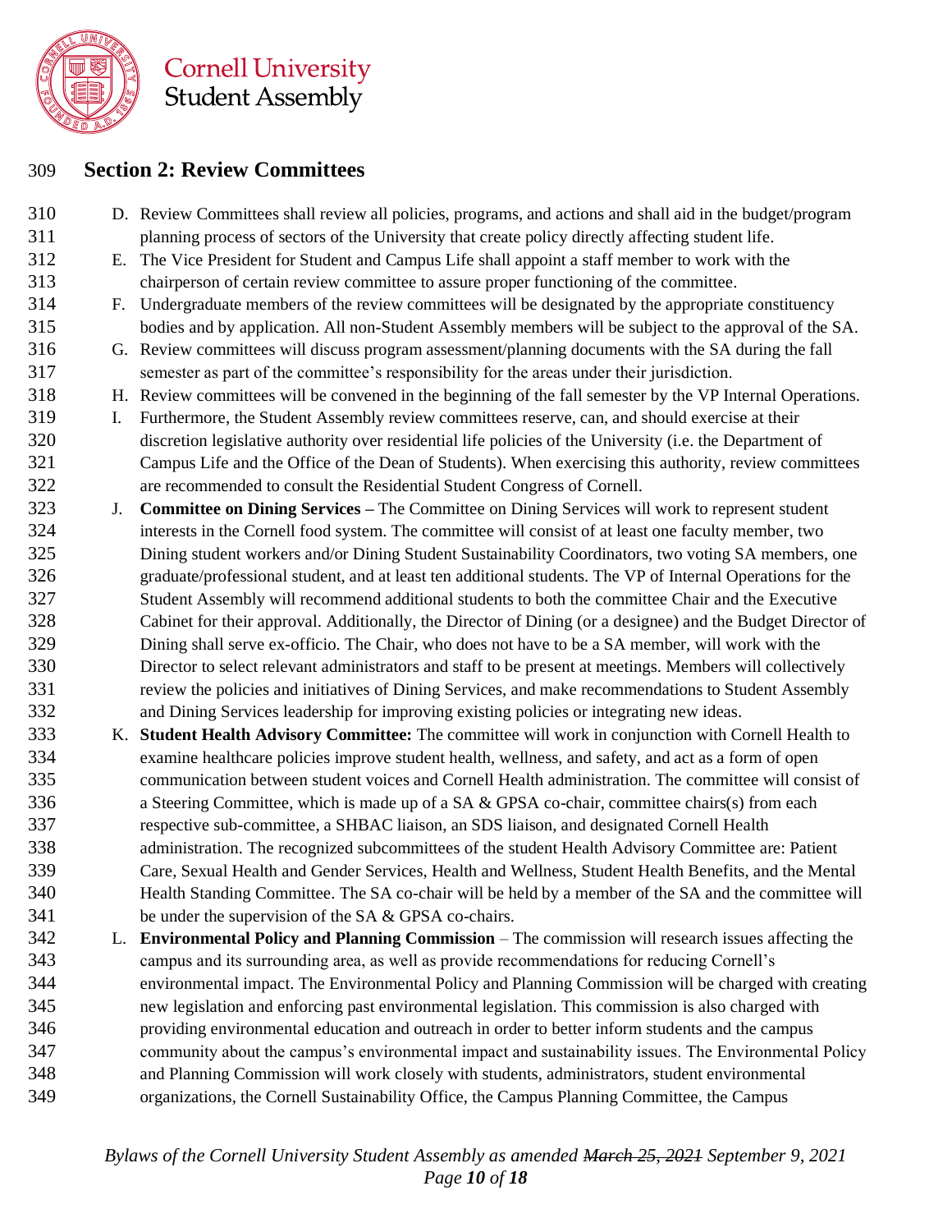## Section 2: Review Committees

D. Review Committees shall review all policies, programs, and actions and shall aid in the budget/program planning process of sectors of the University that create policy directly affecting student life.

E. The Vice President for Student and Campus Life shall appoint a staff member to work with the chairperson of certain review committee to assure proper functioning of the committee.

F. Undergraduate members of the review committees will be designated by the appropriate constituency bodies and by application. All non-Student Assembly members will be subject to the approval of the SA.

G. Review committees will discuss program assessment/planning documents with the SA during the fall semester as part of the committee's responsibility for the areas under their jurisdiction.

H. Review committees will be convened in the beginning of the fall semester by the VP Internal Operations.

I. Furthermore, the Student Assembly review committees reserve, can, and should exercise at their discretion legislative authority over residential life policies of the University (i.e. the Department of Campus Life and the Office of the Dean of Students). When exercising this authority, review committees are recommended to consult the Residential Student Congress of Cornell.

J. **Committee on Dining Services –** The Committee on Dining Services will work to represent student interests in the Cornell food system. The committee will consist of at least one faculty member, two Dining student workers and/or Dining Student Sustainability Coordinators, two voting SA members, one graduate/professional student, and at least ten additional students. The VP of Internal Operations for the Student Assembly will recommend additional students to both the committee Chair and the Executive Cabinet for their approval. Additionally, the Director of Dining (or a designee) and the Budget Director of Dining shall serve ex-officio. The Chair, who does not have to be a SA member, will work with the Director to select relevant administrators and staff to be present at meetings. Members will collectively review the policies and initiatives of Dining Services, and make recommendations to Student Assembly and Dining Services leadership for improving existing policies or integrating new ideas.

K. **Student Health Advisory Committee:** The committee will work in conjunction with Cornell Health to examine healthcare policies improve student health, wellness, and safety, and act as a form of open communication between student voices and Cornell Health administration. The committee will consist of a Steering Committee, which is made up of a SA & GPSA co-chair, committee chairs(s) from each respective sub-committee, a SHBAC liaison, an SDS liaison, and designated Cornell Health administration. The recognized subcommittees of the student Health Advisory Committee are: Patient Care, Sexual Health and Gender Services, Health and Wellness, Student Health Benefits, and the Mental Health Standing Committee. The SA co-chair will be held by a member of the SA and the committee will be under the supervision of the SA & GPSA co-chairs.

L. **Environmental Policy and Planning Commission** – The commission will research issues affecting the campus and its surrounding area, as well as provide recommendations for reducing Cornell's environmental impact. The Environmental Policy and Planning Commission will be charged with creating new legislation and enforcing past environmental legislation. This commission is also charged with providing environmental education and outreach in order to better inform students and the campus community about the campus's environmental impact and sustainability issues. The Environmental Policy and Planning Commission will work closely with students, administrators, student environmental organizations, the Cornell Sustainability Office, the Campus Planning Committee, the Campus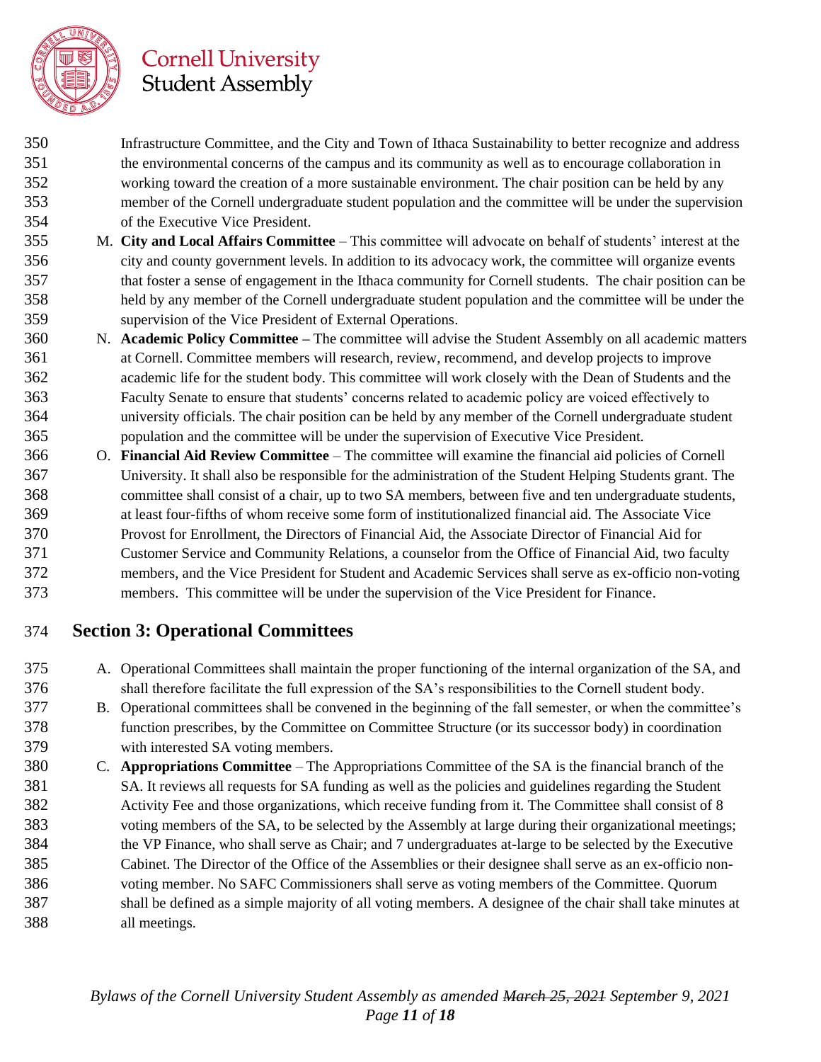Infrastructure Committee, and the City and Town of Ithaca Sustainability to better recognize and address the environmental concerns of the campus and its community as well as to encourage collaboration in working toward the creation of a more sustainable environment. The chair position can be held by any member of the Cornell undergraduate student population and the committee will be under the supervision of the Executive Vice President.

M. **City and Local Affairs Committee** – This committee will advocate on behalf of students' interest at the city and county government levels. In addition to its advocacy work, the committee will organize events that foster a sense of engagement in the Ithaca community for Cornell students. The chair position can be held by any member of the Cornell undergraduate student population and the committee will be under the supervision of the Vice President of External Operations.

N. **Academic Policy Committee –** The committee will advise the Student Assembly on all academic matters at Cornell. Committee members will research, review, recommend, and develop projects to improve academic life for the student body. This committee will work closely with the Dean of Students and the Faculty Senate to ensure that students' concerns related to academic policy are voiced effectively to university officials. The chair position can be held by any member of the Cornell undergraduate student population and the committee will be under the supervision of Executive Vice President.

O. **Financial Aid Review Committee** – The committee will examine the financial aid policies of Cornell University. It shall also be responsible for the administration of the Student Helping Students grant. The committee shall consist of a chair, up to two SA members, between five and ten undergraduate students, at least four-fifths of whom receive some form of institutionalized financial aid. The Associate Vice Provost for Enrollment, the Directors of Financial Aid, the Associate Director of Financial Aid for Customer Service and Community Relations, a counselor from the Office of Financial Aid, two faculty members, and the Vice President for Student and Academic Services shall serve as ex-officio non-voting members. This committee will be under the supervision of the Vice President for Finance.

## Section 3: Operational Committees

A. Operational Committees shall maintain the proper functioning of the internal organization of the SA, and shall therefore facilitate the full expression of the SA's responsibilities to the Cornell student body.

B. Operational committees shall be convened in the beginning of the fall semester, or when the committee's function prescribes, by the Committee on Committee Structure (or its successor body) in coordination with interested SA voting members.

C. **Appropriations Committee** – The Appropriations Committee of the SA is the financial branch of the SA. It reviews all requests for SA funding as well as the policies and guidelines regarding the Student Activity Fee and those organizations, which receive funding from it. The Committee shall consist of 8 voting members of the SA, to be selected by the Assembly at large during their organizational meetings; the VP Finance, who shall serve as Chair; and 7 undergraduates at-large to be selected by the Executive Cabinet. The Director of the Office of the Assemblies or their designee shall serve as an ex-officio non-voting member. No SAFC Commissioners shall serve as voting members of the Committee. Quorum shall be defined as a simple majority of all voting members. A designee of the chair shall take minutes at all meetings.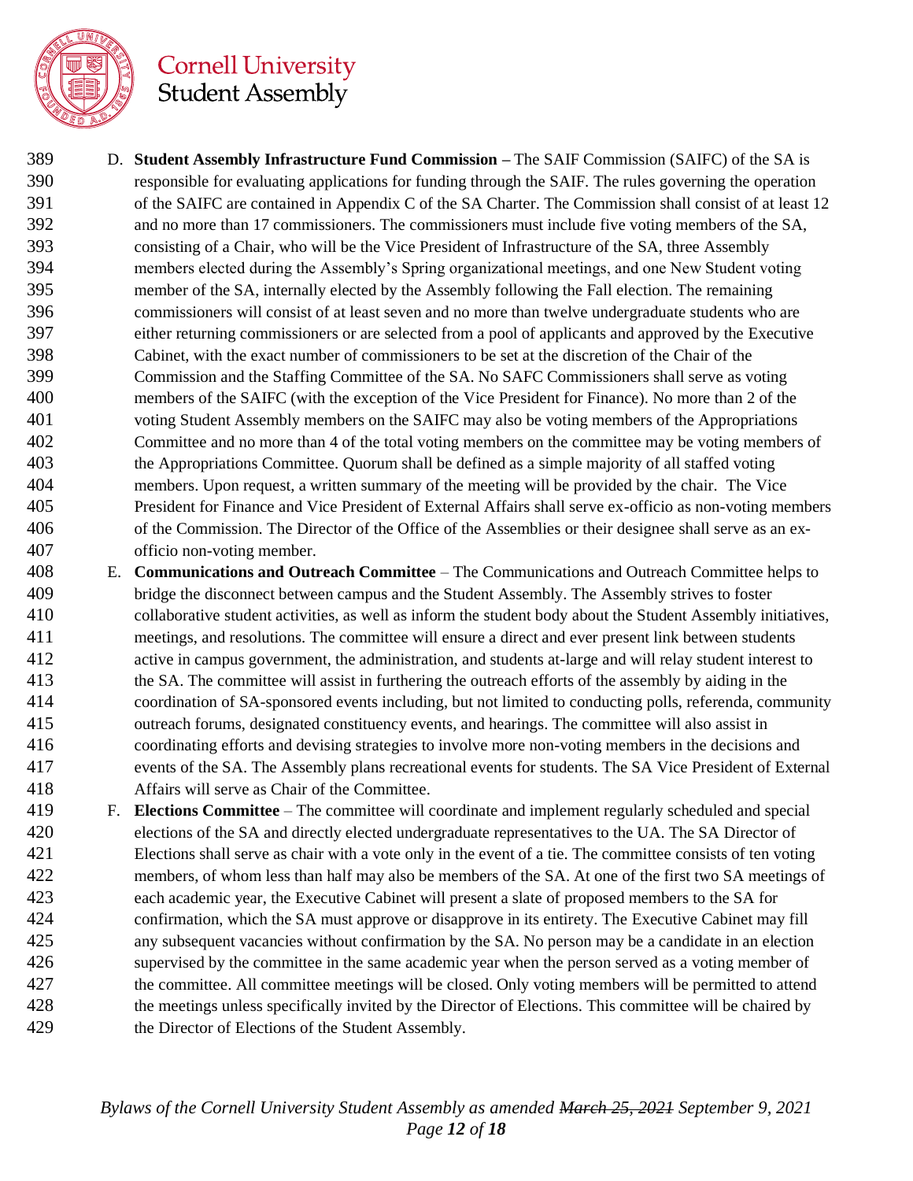D. **Student Assembly Infrastructure Fund Commission** – The SAIF Commission (SAIFC) of the SA is responsible for evaluating applications for funding through the SAIF. The rules governing the operation of the SAIFC are contained in Appendix C of the SA Charter. The Commission shall consist of at least 12 and no more than 17 commissioners. The commissioners must include five voting members of the SA, consisting of a Chair, who will be the Vice President of Infrastructure of the SA, three Assembly members elected during the Assembly's Spring organizational meetings, and one New Student voting member of the SA, internally elected by the Assembly following the Fall election. The remaining commissioners will consist of at least seven and no more than twelve undergraduate students who are either returning commissioners or are selected from a pool of applicants and approved by the Executive Cabinet, with the exact number of commissioners to be set at the discretion of the Chair of the Commission and the Staffing Committee of the SA. No SAFC Commissioners shall serve as voting members of the SAIFC (with the exception of the Vice President for Finance). No more than 2 of the voting Student Assembly members on the SAIFC may also be voting members of the Appropriations Committee and no more than 4 of the total voting members on the committee may be voting members of the Appropriations Committee. Quorum shall be defined as a simple majority of all staffed voting members. Upon request, a written summary of the meeting will be provided by the chair. The Vice President for Finance and Vice President of External Affairs shall serve ex-officio as non-voting members of the Commission. The Director of the Office of the Assemblies or their designee shall serve as an ex-officio non-voting member.

E. **Communications and Outreach Committee** – The Communications and Outreach Committee helps to bridge the disconnect between campus and the Student Assembly. The Assembly strives to foster collaborative student activities, as well as inform the student body about the Student Assembly initiatives, meetings, and resolutions. The committee will ensure a direct and ever present link between students active in campus government, the administration, and students at-large and will relay student interest to the SA. The committee will assist in furthering the outreach efforts of the assembly by aiding in the coordination of SA-sponsored events including, but not limited to conducting polls, referenda, community outreach forums, designated constituency events, and hearings. The committee will also assist in coordinating efforts and devising strategies to involve more non-voting members in the decisions and events of the SA. The Assembly plans recreational events for students. The SA Vice President of External Affairs will serve as Chair of the Committee.

F. **Elections Committee** – The committee will coordinate and implement regularly scheduled and special elections of the SA and directly elected undergraduate representatives to the UA. The SA Director of Elections shall serve as chair with a vote only in the event of a tie. The committee consists of ten voting members, of whom less than half may also be members of the SA. At one of the first two SA meetings of each academic year, the Executive Cabinet will present a slate of proposed members to the SA for confirmation, which the SA must approve or disapprove in its entirety. The Executive Cabinet may fill any subsequent vacancies without confirmation by the SA. No person may be a candidate in an election supervised by the committee in the same academic year when the person served as a voting member of the committee. All committee meetings will be closed. Only voting members will be permitted to attend the meetings unless specifically invited by the Director of Elections. This committee will be chaired by the Director of Elections of the Student Assembly.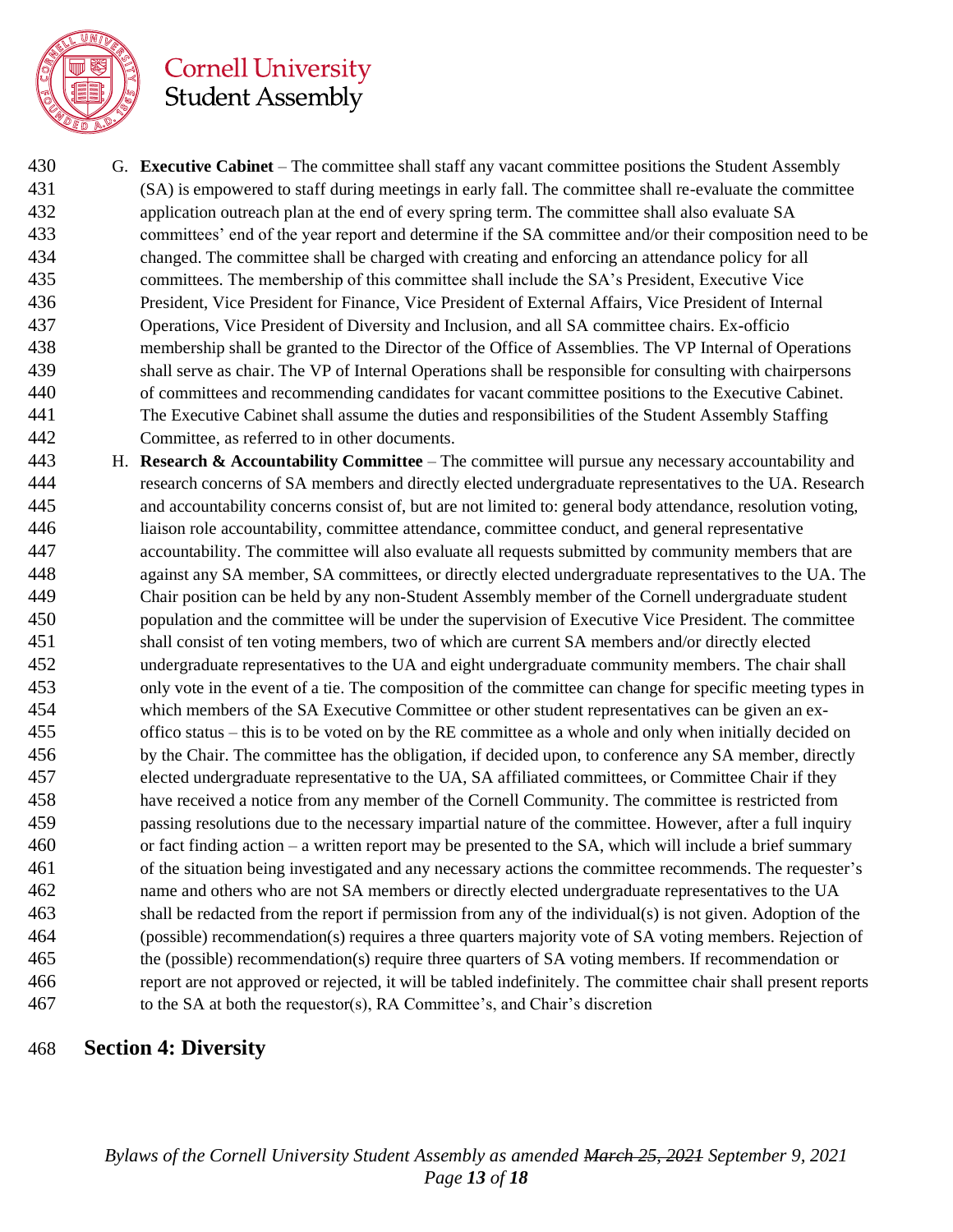G. **Executive Cabinet** – The committee shall staff any vacant committee positions the Student Assembly (SA) is empowered to staff during meetings in early fall. The committee shall re-evaluate the committee application outreach plan at the end of every spring term. The committee shall also evaluate SA committees' end of the year report and determine if the SA committee and/or their composition need to be changed. The committee shall be charged with creating and enforcing an attendance policy for all committees. The membership of this committee shall include the SA's President, Executive Vice President, Vice President for Finance, Vice President of External Affairs, Vice President of Internal Operations, Vice President of Diversity and Inclusion, and all SA committee chairs. Ex-officio membership shall be granted to the Director of the Office of Assemblies. The VP Internal of Operations shall serve as chair. The VP of Internal Operations shall be responsible for consulting with chairpersons of committees and recommending candidates for vacant committee positions to the Executive Cabinet. The Executive Cabinet shall assume the duties and responsibilities of the Student Assembly Staffing Committee, as referred to in other documents.

H. **Research & Accountability Committee** – The committee will pursue any necessary accountability and research concerns of SA members and directly elected undergraduate representatives to the UA. Research and accountability concerns consist of, but are not limited to: general body attendance, resolution voting, liaison role accountability, committee attendance, committee conduct, and general representative accountability. The committee will also evaluate all requests submitted by community members that are against any SA member, SA committees, or directly elected undergraduate representatives to the UA. The Chair position can be held by any non-Student Assembly member of the Cornell undergraduate student population and the committee will be under the supervision of Executive Vice President. The committee shall consist of ten voting members, two of which are current SA members and/or directly elected undergraduate representatives to the UA and eight undergraduate community members. The chair shall only vote in the event of a tie. The composition of the committee can change for specific meeting types in which members of the SA Executive Committee or other student representatives can be given an ex-offico status – this is to be voted on by the RE committee as a whole and only when initially decided on by the Chair. The committee has the obligation, if decided upon, to conference any SA member, directly elected undergraduate representative to the UA, SA affiliated committees, or Committee Chair if they have received a notice from any member of the Cornell Community. The committee is restricted from passing resolutions due to the necessary impartial nature of the committee. However, after a full inquiry or fact finding action – a written report may be presented to the SA, which will include a brief summary of the situation being investigated and any necessary actions the committee recommends. The requester's name and others who are not SA members or directly elected undergraduate representatives to the UA shall be redacted from the report if permission from any of the individual(s) is not given. Adoption of the (possible) recommendation(s) requires a three quarters majority vote of SA voting members. Rejection of the (possible) recommendation(s) require three quarters of SA voting members. If recommendation or report are not approved or rejected, it will be tabled indefinitely. The committee chair shall present reports to the SA at both the requestor(s), RA Committee's, and Chair's discretion

## Section 4: Diversity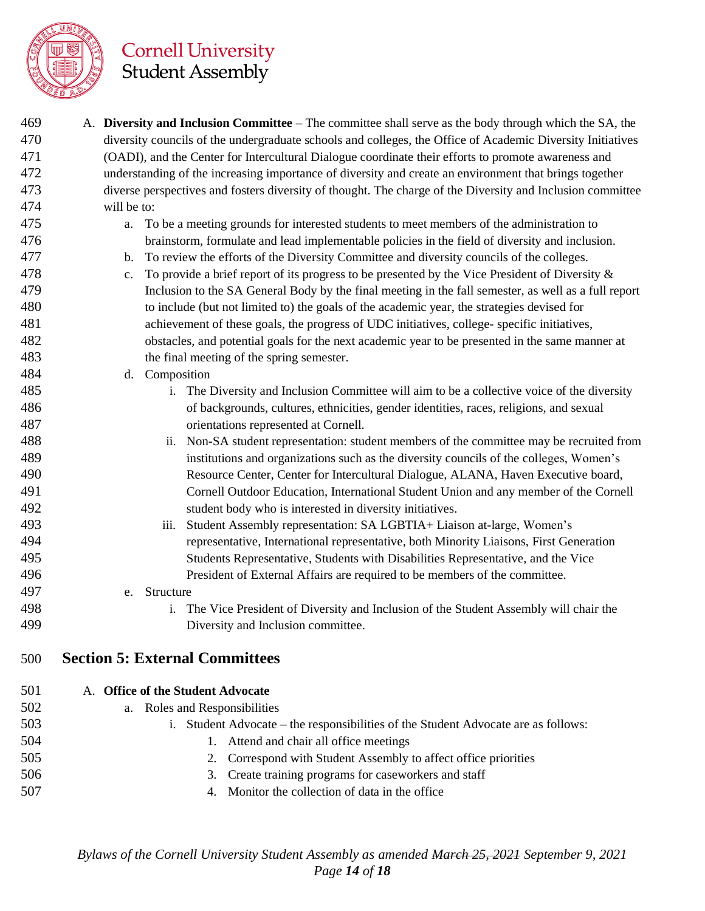A. **Diversity and Inclusion Committee** – The committee shall serve as the body through which the SA, the diversity councils of the undergraduate schools and colleges, the Office of Academic Diversity Initiatives (OADI), and the Center for Intercultural Dialogue coordinate their efforts to promote awareness and understanding of the increasing importance of diversity and create an environment that brings together diverse perspectives and fosters diversity of thought. The charge of the Diversity and Inclusion committee will be to:

   a. To be a meeting grounds for interested students to meet members of the administration to brainstorm, formulate and lead implementable policies in the field of diversity and inclusion.
   b. To review the efforts of the Diversity Committee and diversity councils of the colleges.
   c. To provide a brief report of its progress to be presented by the Vice President of Diversity & Inclusion to the SA General Body by the final meeting in the fall semester, as well as a full report to include (but not limited to) the goals of the academic year, the strategies devised for achievement of these goals, the progress of UDC initiatives, college- specific initiatives, obstacles, and potential goals for the next academic year to be presented in the same manner at the final meeting of the spring semester.
   d. Composition
      i. The Diversity and Inclusion Committee will aim to be a collective voice of the diversity of backgrounds, cultures, ethnicities, gender identities, races, religions, and sexual orientations represented at Cornell.
      ii. Non-SA student representation: student members of the committee may be recruited from institutions and organizations such as the diversity councils of the colleges, Women's Resource Center, Center for Intercultural Dialogue, ALANA, Haven Executive board, Cornell Outdoor Education, International Student Union and any member of the Cornell student body who is interested in diversity initiatives.
      iii. Student Assembly representation: SA LGBTIA+ Liaison at-large, Women's representative, International representative, both Minority Liaisons, First Generation Students Representative, Students with Disabilities Representative, and the Vice President of External Affairs are required to be members of the committee.
   e. Structure
      i. The Vice President of Diversity and Inclusion of the Student Assembly will chair the Diversity and Inclusion committee.

## Section 5: External Committees

A. **Office of the Student Advocate**
   a. Roles and Responsibilities
      i. Student Advocate – the responsibilities of the Student Advocate are as follows:
         1. Attend and chair all office meetings
         2. Correspond with Student Assembly to affect office priorities
         3. Create training programs for caseworkers and staff
         4. Monitor the collection of data in the office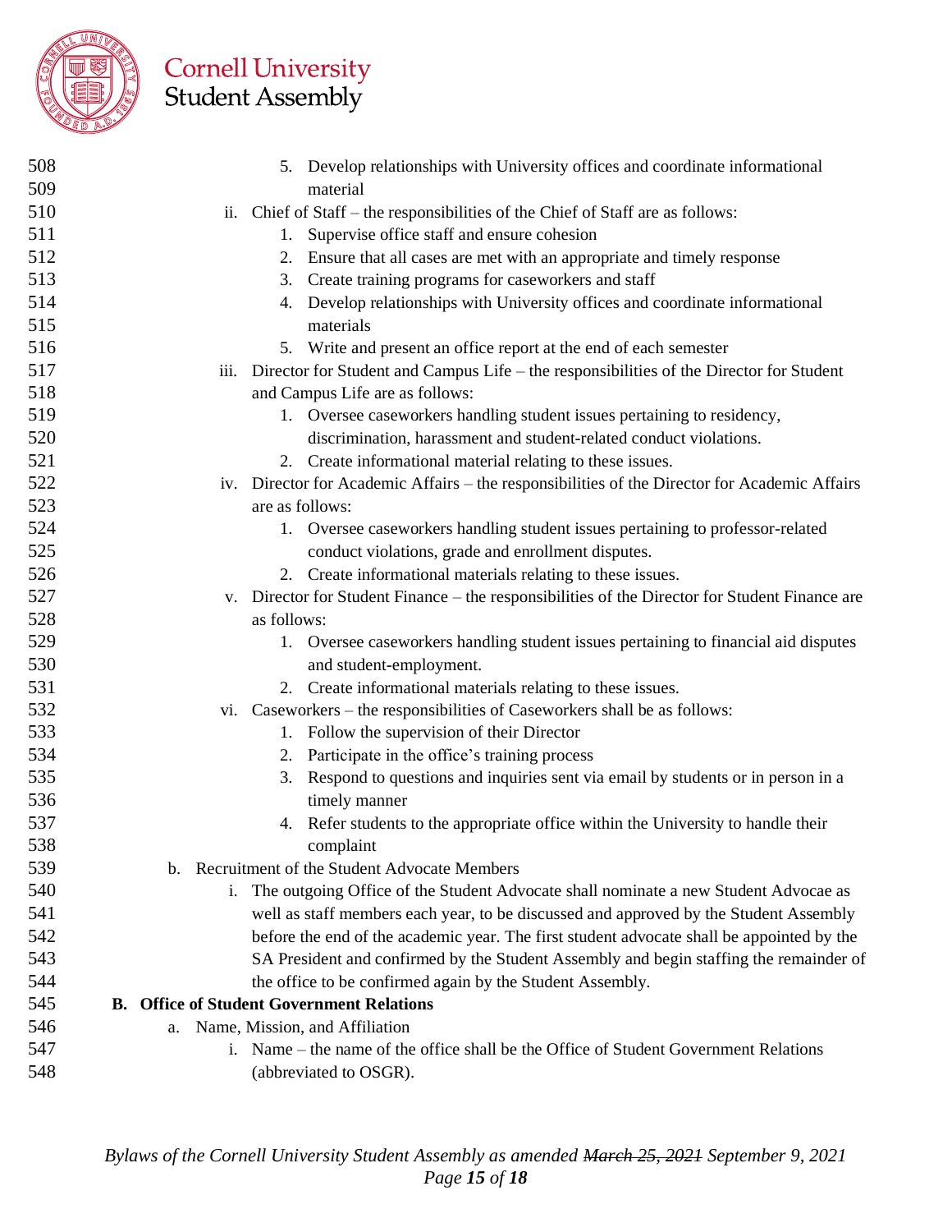5. Develop relationships with University offices and coordinate informational material

ii. Chief of Staff – the responsibilities of the Chief of Staff are as follows:

1. Supervise office staff and ensure cohesion
2. Ensure that all cases are met with an appropriate and timely response
3. Create training programs for caseworkers and staff
4. Develop relationships with University offices and coordinate informational materials
5. Write and present an office report at the end of each semester

iii. Director for Student and Campus Life – the responsibilities of the Director for Student and Campus Life are as follows:

1. Oversee caseworkers handling student issues pertaining to residency, discrimination, harassment and student-related conduct violations.
2. Create informational material relating to these issues.

iv. Director for Academic Affairs – the responsibilities of the Director for Academic Affairs are as follows:

1. Oversee caseworkers handling student issues pertaining to professor-related conduct violations, grade and enrollment disputes.
2. Create informational materials relating to these issues.

v. Director for Student Finance – the responsibilities of the Director for Student Finance are as follows:

1. Oversee caseworkers handling student issues pertaining to financial aid disputes and student-employment.
2. Create informational materials relating to these issues.

vi. Caseworkers – the responsibilities of Caseworkers shall be as follows:

1. Follow the supervision of their Director
2. Participate in the office's training process
3. Respond to questions and inquiries sent via email by students or in person in a timely manner
4. Refer students to the appropriate office within the University to handle their complaint

b. Recruitment of the Student Advocate Members

i. The outgoing Office of the Student Advocate shall nominate a new Student Advocae as well as staff members each year, to be discussed and approved by the Student Assembly before the end of the academic year. The first student advocate shall be appointed by the SA President and confirmed by the Student Assembly and begin staffing the remainder of the office to be confirmed again by the Student Assembly.

**B. Office of Student Government Relations**

a. Name, Mission, and Affiliation

i. Name – the name of the office shall be the Office of Student Government Relations (abbreviated to OSGR).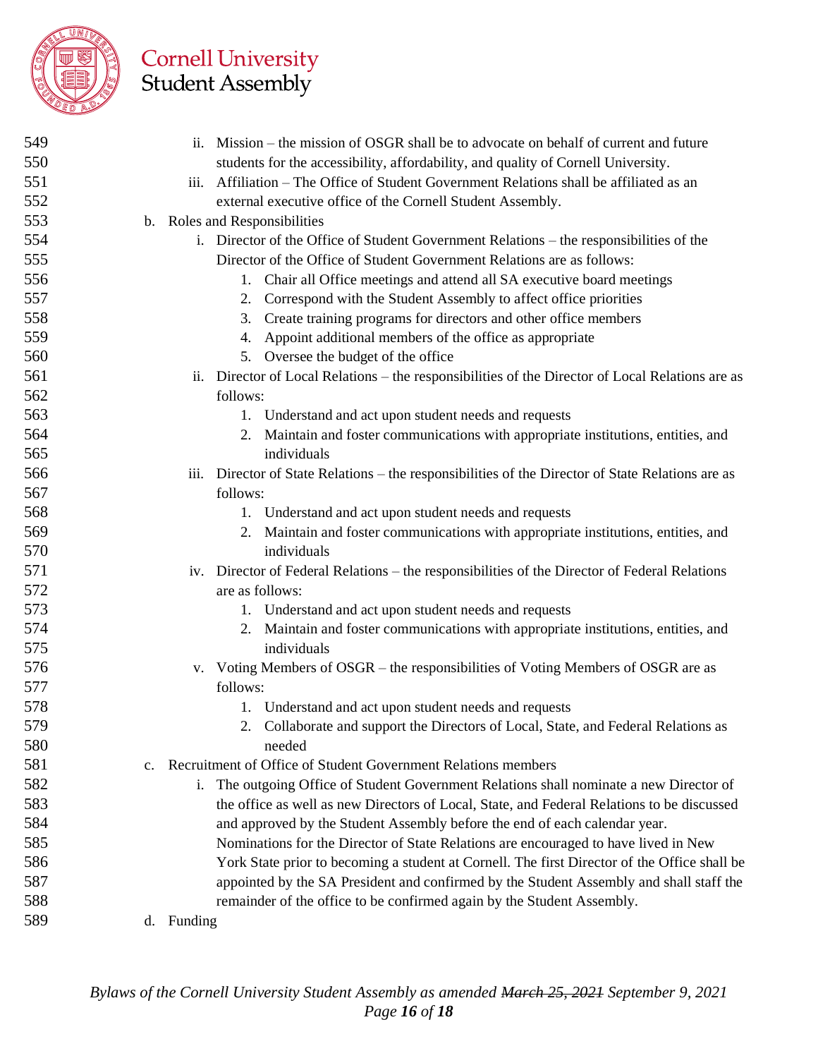ii. Mission – the mission of OSGR shall be to advocate on behalf of current and future students for the accessibility, affordability, and quality of Cornell University.

iii. Affiliation – The Office of Student Government Relations shall be affiliated as an external executive office of the Cornell Student Assembly.

b. Roles and Responsibilities

i. Director of the Office of Student Government Relations – the responsibilities of the Director of the Office of Student Government Relations are as follows:

1. Chair all Office meetings and attend all SA executive board meetings
2. Correspond with the Student Assembly to affect office priorities
3. Create training programs for directors and other office members
4. Appoint additional members of the office as appropriate
5. Oversee the budget of the office

ii. Director of Local Relations – the responsibilities of the Director of Local Relations are as follows:

1. Understand and act upon student needs and requests
2. Maintain and foster communications with appropriate institutions, entities, and individuals

iii. Director of State Relations – the responsibilities of the Director of State Relations are as follows:

1. Understand and act upon student needs and requests
2. Maintain and foster communications with appropriate institutions, entities, and individuals

iv. Director of Federal Relations – the responsibilities of the Director of Federal Relations are as follows:

1. Understand and act upon student needs and requests
2. Maintain and foster communications with appropriate institutions, entities, and individuals

v. Voting Members of OSGR – the responsibilities of Voting Members of OSGR are as follows:

1. Understand and act upon student needs and requests
2. Collaborate and support the Directors of Local, State, and Federal Relations as needed

c. Recruitment of Office of Student Government Relations members

i. The outgoing Office of Student Government Relations shall nominate a new Director of the office as well as new Directors of Local, State, and Federal Relations to be discussed and approved by the Student Assembly before the end of each calendar year. Nominations for the Director of State Relations are encouraged to have lived in New York State prior to becoming a student at Cornell. The first Director of the Office shall be appointed by the SA President and confirmed by the Student Assembly and shall staff the remainder of the office to be confirmed again by the Student Assembly.

d. Funding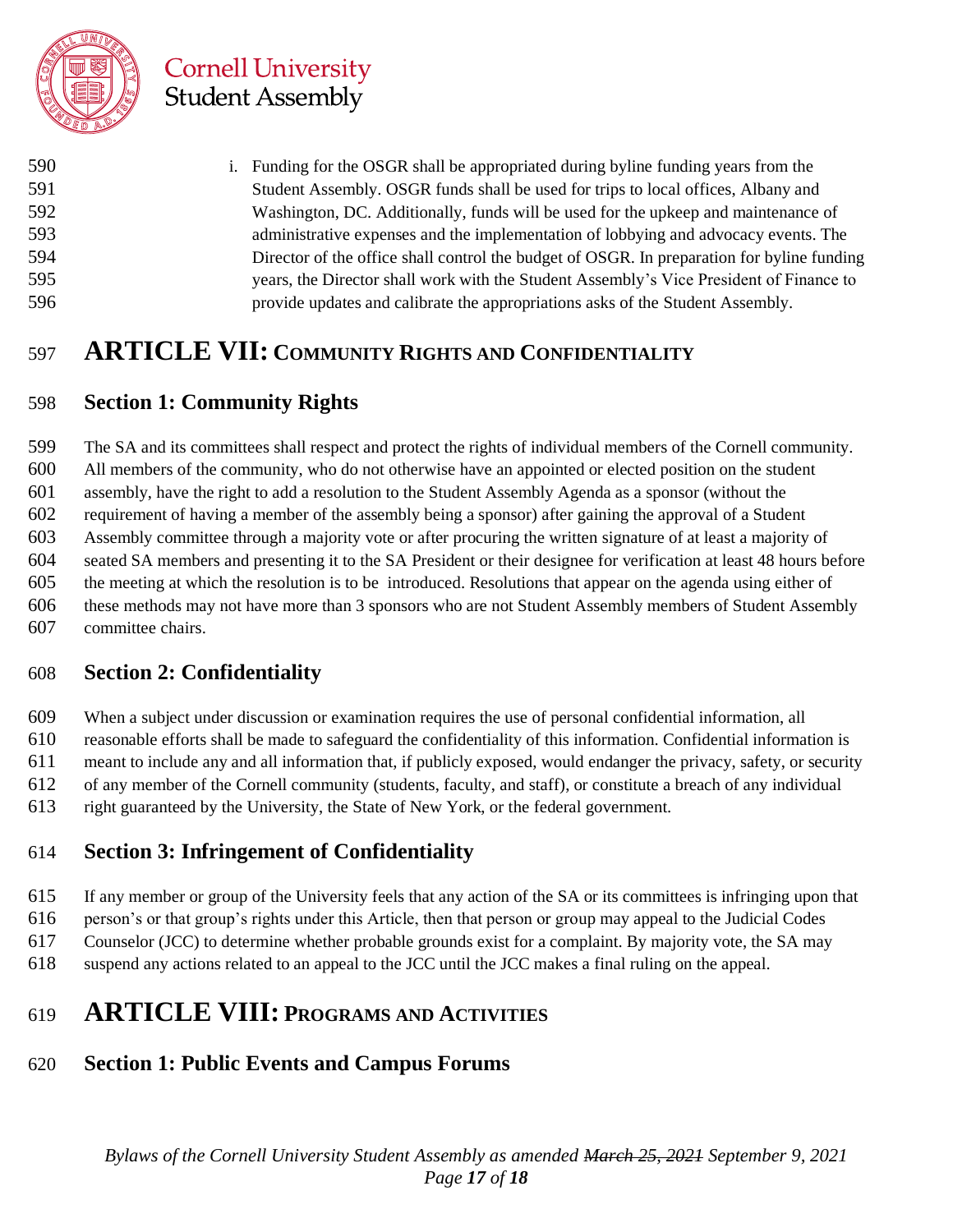i. Funding for the OSGR shall be appropriated during byline funding years from the Student Assembly. OSGR funds shall be used for trips to local offices, Albany and Washington, DC. Additionally, funds will be used for the upkeep and maintenance of administrative expenses and the implementation of lobbying and advocacy events. The Director of the office shall control the budget of OSGR. In preparation for byline funding years, the Director shall work with the Student Assembly's Vice President of Finance to provide updates and calibrate the appropriations asks of the Student Assembly.

# ARTICLE VII: COMMUNITY RIGHTS AND CONFIDENTIALITY

## Section 1: Community Rights

The SA and its committees shall respect and protect the rights of individual members of the Cornell community. All members of the community, who do not otherwise have an appointed or elected position on the student assembly, have the right to add a resolution to the Student Assembly Agenda as a sponsor (without the requirement of having a member of the assembly being a sponsor) after gaining the approval of a Student Assembly committee through a majority vote or after procuring the written signature of at least a majority of seated SA members and presenting it to the SA President or their designee for verification at least 48 hours before the meeting at which the resolution is to be introduced. Resolutions that appear on the agenda using either of these methods may not have more than 3 sponsors who are not Student Assembly members of Student Assembly committee chairs.

## Section 2: Confidentiality

When a subject under discussion or examination requires the use of personal confidential information, all reasonable efforts shall be made to safeguard the confidentiality of this information. Confidential information is meant to include any and all information that, if publicly exposed, would endanger the privacy, safety, or security of any member of the Cornell community (students, faculty, and staff), or constitute a breach of any individual right guaranteed by the University, the State of New York, or the federal government.

## Section 3: Infringement of Confidentiality

If any member or group of the University feels that any action of the SA or its committees is infringing upon that person's or that group's rights under this Article, then that person or group may appeal to the Judicial Codes Counselor (JCC) to determine whether probable grounds exist for a complaint. By majority vote, the SA may suspend any actions related to an appeal to the JCC until the JCC makes a final ruling on the appeal.

# ARTICLE VIII: PROGRAMS AND ACTIVITIES

## Section 1: Public Events and Campus Forums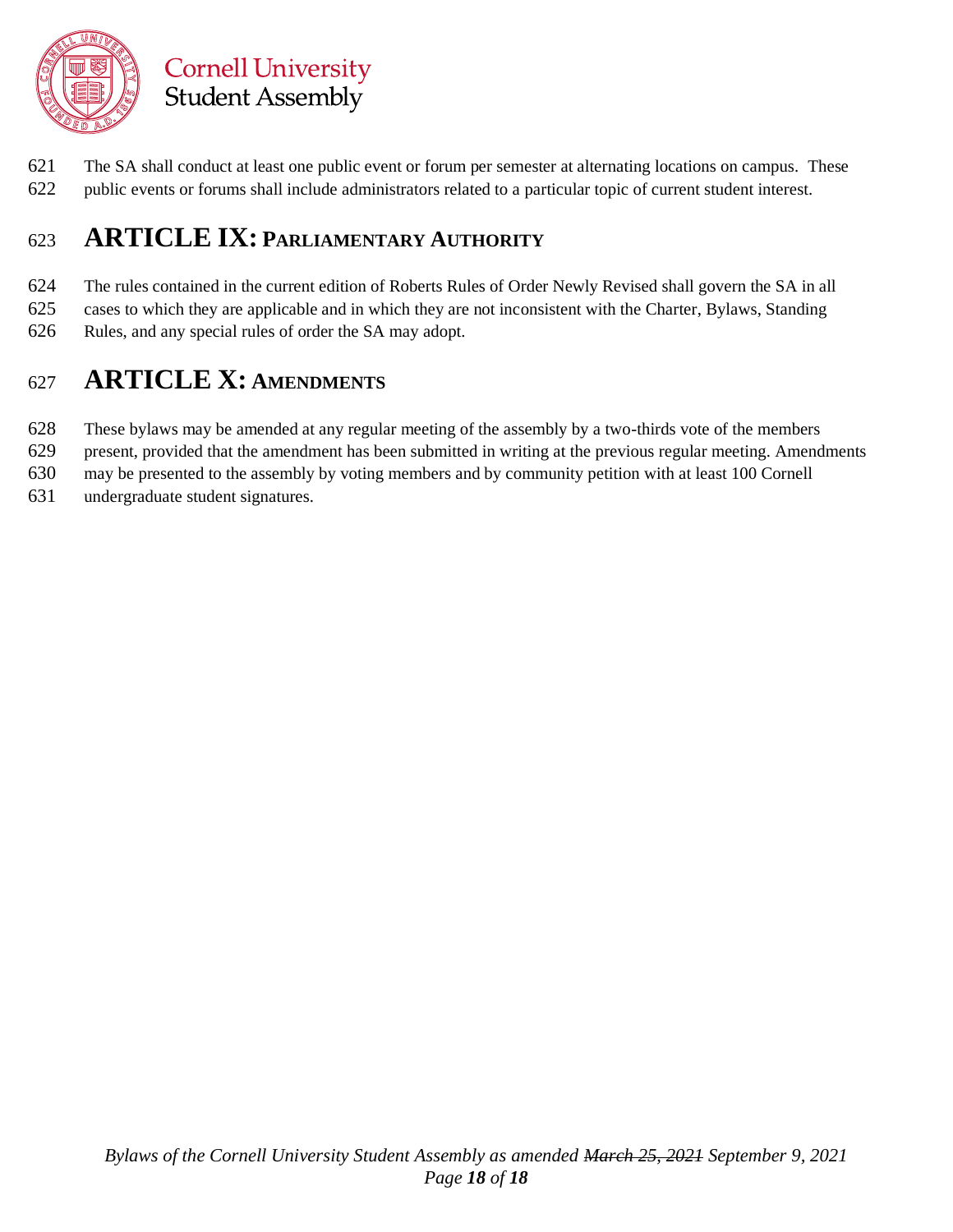The SA shall conduct at least one public event or forum per semester at alternating locations on campus. These public events or forums shall include administrators related to a particular topic of current student interest.

# ARTICLE IX: PARLIAMENTARY AUTHORITY

The rules contained in the current edition of Roberts Rules of Order Newly Revised shall govern the SA in all cases to which they are applicable and in which they are not inconsistent with the Charter, Bylaws, Standing Rules, and any special rules of order the SA may adopt.

# ARTICLE X: AMENDMENTS

These bylaws may be amended at any regular meeting of the assembly by a two-thirds vote of the members present, provided that the amendment has been submitted in writing at the previous regular meeting. Amendments may be presented to the assembly by voting members and by community petition with at least 100 Cornell undergraduate student signatures.